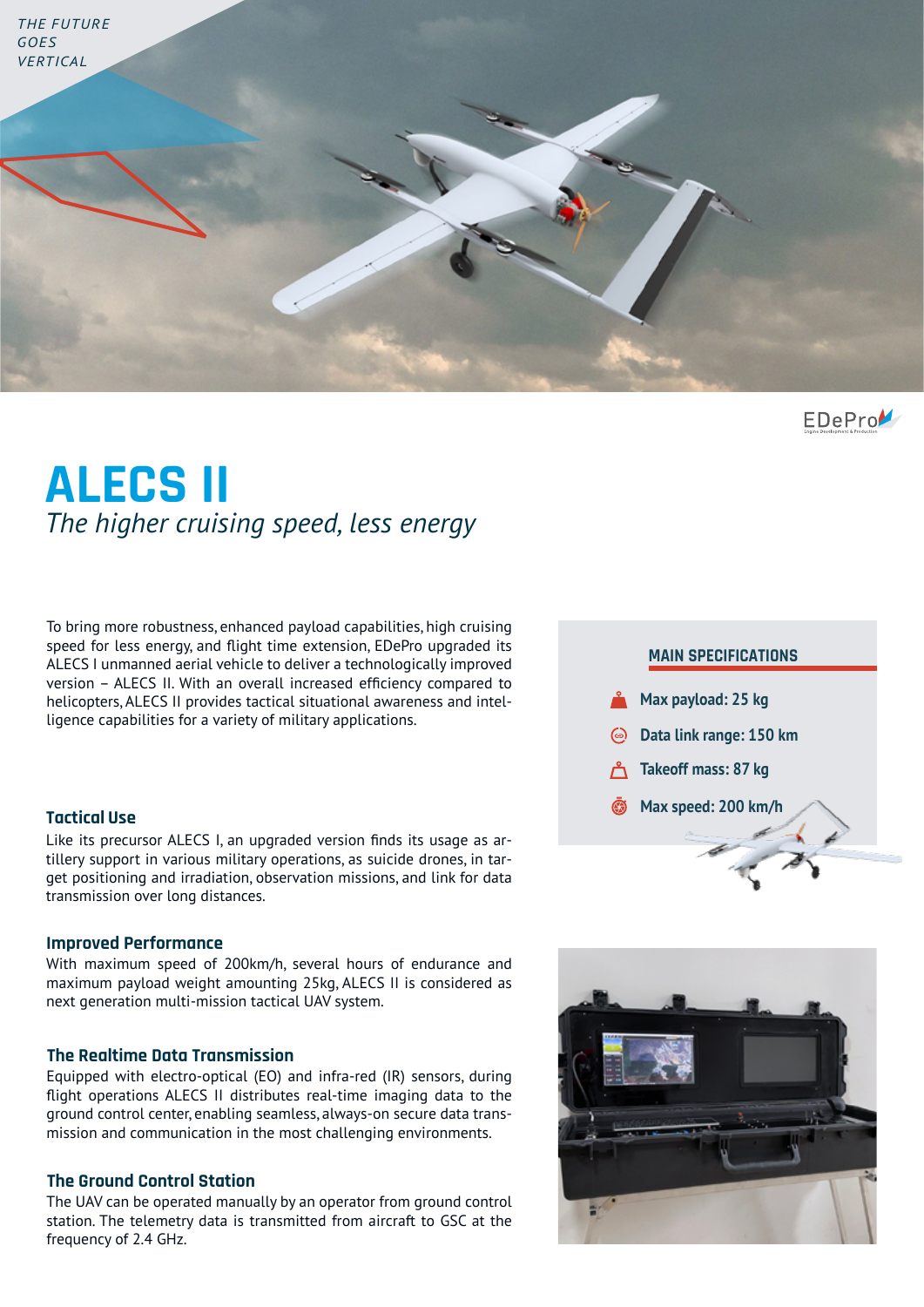THE FUTURE GOES VERTICAL

# ALECS II

*The higher cruising speed, less energy*

To bring more robustness, enhanced payload capabilities, high cruising speed for less energy, and flight time extension, EDePro upgraded its ALECS I unmanned aerial vehicle to deliver a technologically improved version – ALECS II. With an overall increased efficiency compared to helicopters, ALECS II provides tactical situational awareness and intelligence capabilities for a variety of military applications.

### MAIN SPECIFICATIONS

- **Max payload: 25 kg**
- **Data link range: 150 km**
- **Takeoff mass: 87 kg**
- **Max speed: 200 km/h**

## Tactical Use

Like its precursor ALECS I, an upgraded version finds its usage as artillery support in various military operations, as suicide drones, in target positioning and irradiation, observation missions, and link for data transmission over long distances.

## Improved Performance

With maximum speed of 200km/h, several hours of endurance and maximum payload weight amounting 25kg, ALECS II is considered as next generation multi-mission tactical UAV system.

## The Realtime Data Transmission

Equipped with electro-optical (EO) and infra-red (IR) sensors, during flight operations ALECS II distributes real-time imaging data to the ground control center, enabling seamless, always-on secure data transmission and communication in the most challenging environments.

## The Ground Control Station

The UAV can be operated manually by an operator from ground control station. The telemetry data is transmitted from aircraft to GSC at the frequency of 2.4 GHz.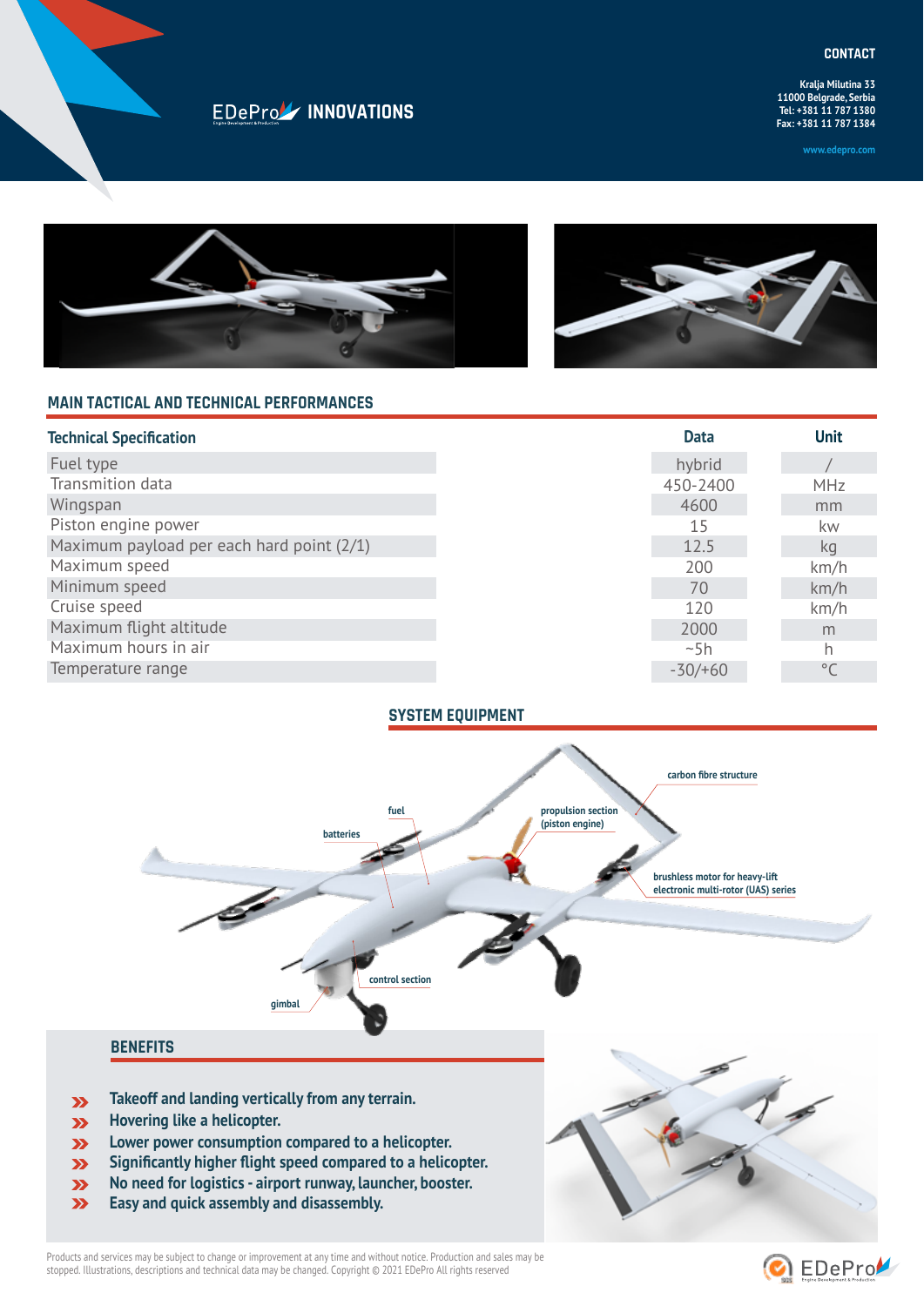EDePro INNOVATIONS

**CONTACT**

Kralja Milutina 33
11000 Belgrade, Serbia
Tel: +381 11 787 1380
Fax: +381 11 787 1384

www.edepro.com

## MAIN TACTICAL AND TECHNICAL PERFORMANCES

| Technical Specification | Data | Unit |
|---|---|---|
| Fuel type | hybrid | / |
| Transmition data | 450-2400 | MHz |
| Wingspan | 4600 | mm |
| Piston engine power | 15 | kw |
| Maximum payload per each hard point (2/1) | 12.5 | kg |
| Maximum speed | 200 | km/h |
| Minimum speed | 70 | km/h |
| Cruise speed | 120 | km/h |
| Maximum flight altitude | 2000 | m |
| Maximum hours in air | ~5h | h |
| Temperature range | -30/+60 | °C |

## SYSTEM EQUIPMENT

carbon fibre structure
fuel
propulsion section (piston engine)
batteries
brushless motor for heavy-lift electronic multi-rotor (UAS) series
control section
gimbal

## BENEFITS

- **Takeoff and landing vertically from any terrain.**
- **Hovering like a helicopter.**
- **Lower power consumption compared to a helicopter.**
- **Significantly higher flight speed compared to a helicopter.**
- **No need for logistics - airport runway, launcher, booster.**
- **Easy and quick assembly and disassembly.**

Products and services may be subject to change or improvement at any time and without notice. Production and sales may be stopped. Illustrations, descriptions and technical data may be changed. Copyright © 2021 EDePro All rights reserved